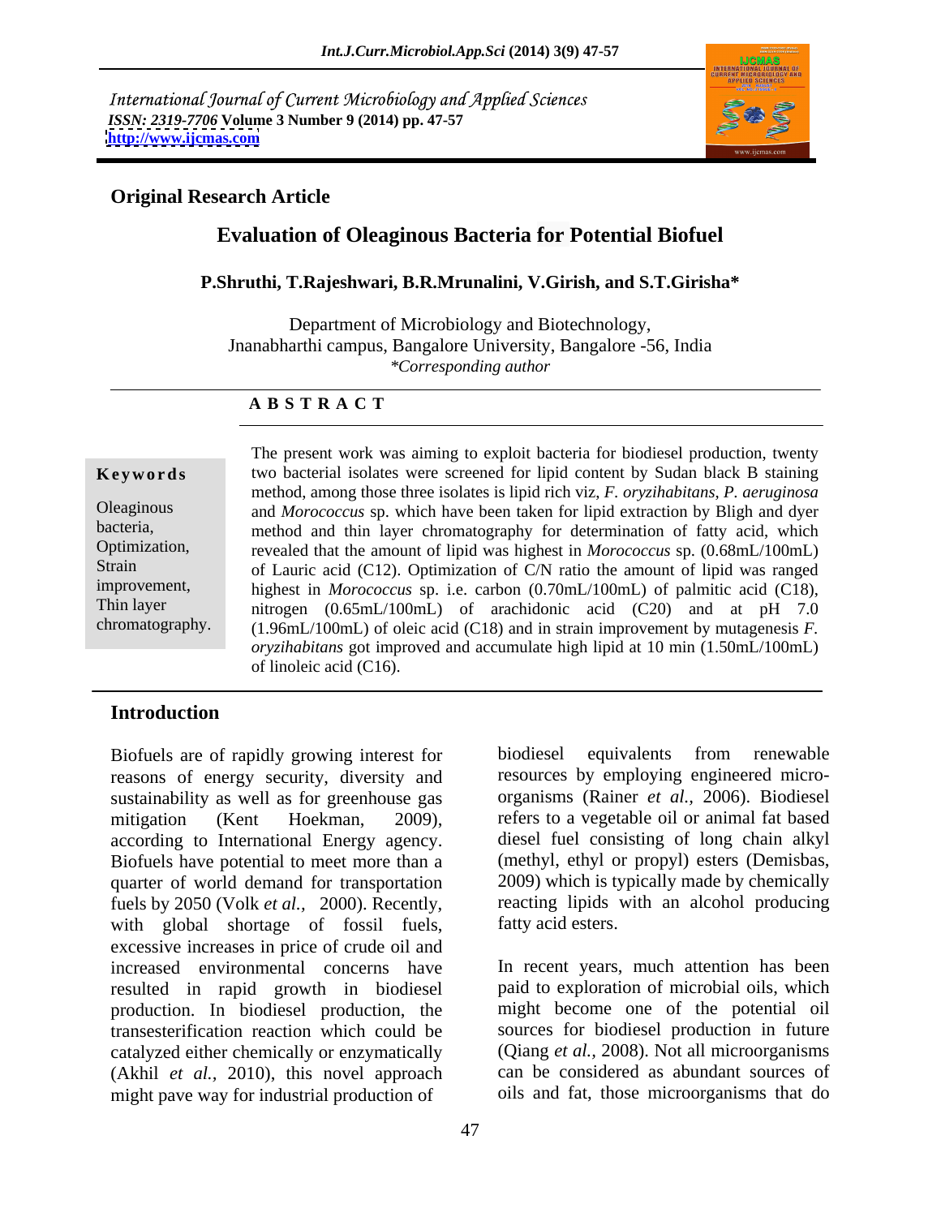International Journal of Current Microbiology and Applied Sciences
*ISSN: 2319-7706* **Volume 3 Number 9 (2014) pp. 47-57**
**http://www.ijcmas.com**

**Original Research Article**

# Evaluation of Oleaginous Bacteria for Potential Biofuel

**P.Shruthi, T.Rajeshwari, B.R.Mrunalini, V.Girish, and S.T.Girisha***

Department of Microbiology and Biotechnology,
Jnanabharthi campus, Bangalore University, Bangalore -56, India
*\*Corresponding author*

**A B S T R A C T**

**Keywords**

Oleaginous bacteria, Optimization, Strain improvement, Thin layer chromatography.

The present work was aiming to exploit bacteria for biodiesel production, twenty two bacterial isolates were screened for lipid content by Sudan black B staining method, among those three isolates is lipid rich viz, *F. oryzihabitans*, *P. aeruginosa* and *Morococcus* sp. which have been taken for lipid extraction by Bligh and dyer method and thin layer chromatography for determination of fatty acid, which revealed that the amount of lipid was highest in *Morococcus* sp. (0.68mL/100mL) of Lauric acid (C12). Optimization of C/N ratio the amount of lipid was ranged highest in *Morococcus* sp. i.e. carbon (0.70mL/100mL) of palmitic acid (C18), nitrogen (0.65mL/100mL) of arachidonic acid (C20) and at pH 7.0 (1.96mL/100mL) of oleic acid (C18) and in strain improvement by mutagenesis *F. oryzihabitans* got improved and accumulate high lipid at 10 min (1.50mL/100mL) of linoleic acid (C16).

## Introduction

Biofuels are of rapidly growing interest for reasons of energy security, diversity and sustainability as well as for greenhouse gas mitigation (Kent Hoekman, 2009), according to International Energy agency. Biofuels have potential to meet more than a quarter of world demand for transportation fuels by 2050 (Volk *et al.,* 2000). Recently, with global shortage of fossil fuels, excessive increases in price of crude oil and increased environmental concerns have resulted in rapid growth in biodiesel production. In biodiesel production, the transesterification reaction which could be catalyzed either chemically or enzymatically (Akhil *et al.,* 2010), this novel approach might pave way for industrial production of biodiesel equivalents from renewable resources by employing engineered micro-organisms (Rainer *et al.,* 2006). Biodiesel refers to a vegetable oil or animal fat based diesel fuel consisting of long chain alkyl (methyl, ethyl or propyl) esters (Demisbas, 2009) which is typically made by chemically reacting lipids with an alcohol producing fatty acid esters.

In recent years, much attention has been paid to exploration of microbial oils, which might become one of the potential oil sources for biodiesel production in future (Qiang *et al.*, 2008). Not all microorganisms can be considered as abundant sources of oils and fat, those microorganisms that do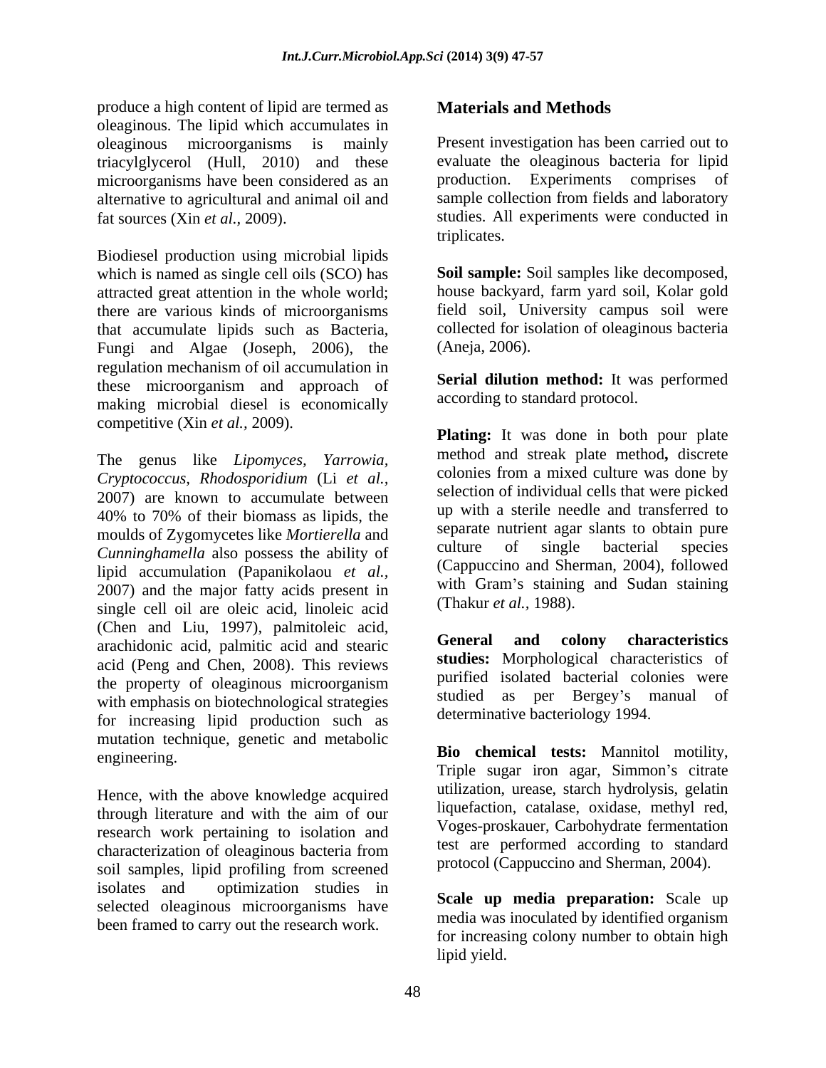produce a high content of lipid are termed as oleaginous. The lipid which accumulates in oleaginous microorganisms is mainly triacylglycerol (Hull, 2010) and these microorganisms have been considered as an alternative to agricultural and animal oil and fat sources (Xin *et al.,* 2009).

Biodiesel production using microbial lipids which is named as single cell oils (SCO) has attracted great attention in the whole world; there are various kinds of microorganisms that accumulate lipids such as Bacteria, Fungi and Algae (Joseph, 2006), the regulation mechanism of oil accumulation in these microorganism and approach of making microbial diesel is economically competitive (Xin *et al.,* 2009).

The genus like *Lipomyces, Yarrowia, Cryptococcus, Rhodosporidium* (Li *et al.,* 2007) are known to accumulate between 40% to 70% of their biomass as lipids, the moulds of Zygomycetes like *Mortierella* and *Cunninghamella* also possess the ability of lipid accumulation (Papanikolaou *et al.,* 2007) and the major fatty acids present in single cell oil are oleic acid, linoleic acid (Chen and Liu, 1997), palmitoleic acid, arachidonic acid, palmitic acid and stearic acid (Peng and Chen, 2008). This reviews the property of oleaginous microorganism with emphasis on biotechnological strategies for increasing lipid production such as mutation technique, genetic and metabolic engineering.

Hence, with the above knowledge acquired through literature and with the aim of our research work pertaining to isolation and characterization of oleaginous bacteria from soil samples, lipid profiling from screened isolates and optimization studies in selected oleaginous microorganisms have been framed to carry out the research work.

## Materials and Methods

Present investigation has been carried out to evaluate the oleaginous bacteria for lipid production. Experiments comprises of sample collection from fields and laboratory studies. All experiments were conducted in triplicates.

**Soil sample:** Soil samples like decomposed, house backyard, farm yard soil, Kolar gold field soil, University campus soil were collected for isolation of oleaginous bacteria (Aneja, 2006).

**Serial dilution method:** It was performed according to standard protocol.

**Plating:** It was done in both pour plate method and streak plate method**,** discrete colonies from a mixed culture was done by selection of individual cells that were picked up with a sterile needle and transferred to separate nutrient agar slants to obtain pure culture of single bacterial species (Cappuccino and Sherman, 2004), followed with Gram's staining and Sudan staining (Thakur *et al.,* 1988).

**General and colony characteristics studies:** Morphological characteristics of purified isolated bacterial colonies were studied as per Bergey's manual of determinative bacteriology 1994.

**Bio chemical tests:** Mannitol motility, Triple sugar iron agar, Simmon's citrate utilization, urease, starch hydrolysis, gelatin liquefaction, catalase, oxidase, methyl red, Voges-proskauer, Carbohydrate fermentation test are performed according to standard protocol (Cappuccino and Sherman, 2004).

**Scale up media preparation:** Scale up media was inoculated by identified organism for increasing colony number to obtain high lipid yield.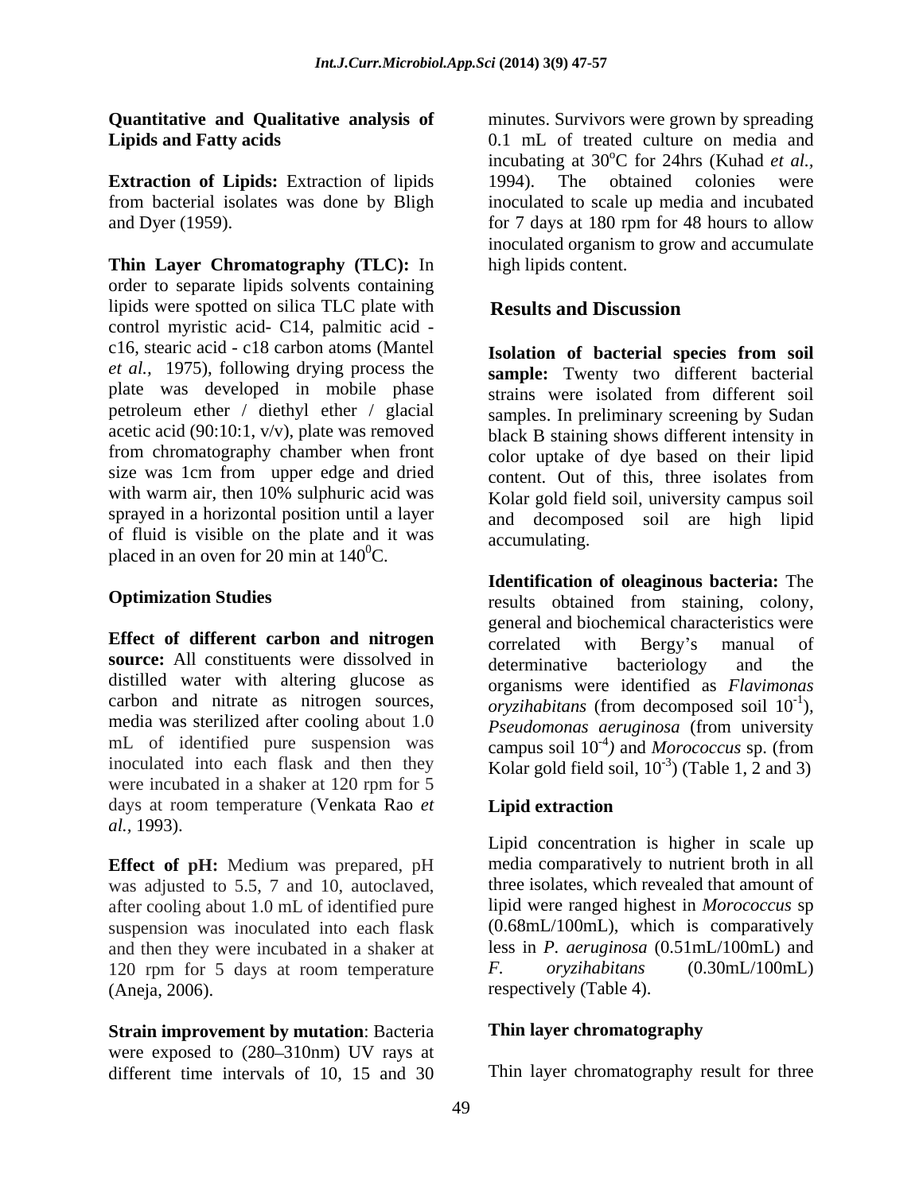**Quantitative and Qualitative analysis of Lipids and Fatty acids**

**Extraction of Lipids:** Extraction of lipids from bacterial isolates was done by Bligh and Dyer (1959).

**Thin Layer Chromatography (TLC):** In order to separate lipids solvents containing lipids were spotted on silica TLC plate with control myristic acid- C14, palmitic acid - c16, stearic acid - c18 carbon atoms (Mantel *et al.,* 1975), following drying process the plate was developed in mobile phase petroleum ether / diethyl ether / glacial acetic acid (90:10:1, v/v), plate was removed from chromatography chamber when front size was 1cm from upper edge and dried with warm air, then 10% sulphuric acid was sprayed in a horizontal position until a layer of fluid is visible on the plate and it was placed in an oven for 20 min at $140^0$C.

**Optimization Studies**

**Effect of different carbon and nitrogen source:** All constituents were dissolved in distilled water with altering glucose as carbon and nitrate as nitrogen sources, media was sterilized after cooling about 1.0 mL of identified pure suspension was inoculated into each flask and then they were incubated in a shaker at 120 rpm for 5 days at room temperature (Venkata Rao *et al.,* 1993).

**Effect of pH:** Medium was prepared, pH was adjusted to 5.5, 7 and 10, autoclaved, after cooling about 1.0 mL of identified pure suspension was inoculated into each flask and then they were incubated in a shaker at 120 rpm for 5 days at room temperature (Aneja, 2006).

**Strain improvement by mutation**: Bacteria were exposed to (280–310nm) UV rays at different time intervals of 10, 15 and 30 minutes. Survivors were grown by spreading 0.1 mL of treated culture on media and incubating at 30°C for 24hrs (Kuhad *et al.,* 1994). The obtained colonies were inoculated to scale up media and incubated for 7 days at 180 rpm for 48 hours to allow inoculated organism to grow and accumulate high lipids content.

## Results and Discussion

**Isolation of bacterial species from soil sample:** Twenty two different bacterial strains were isolated from different soil samples. In preliminary screening by Sudan black B staining shows different intensity in color uptake of dye based on their lipid content. Out of this, three isolates from Kolar gold field soil, university campus soil and decomposed soil are high lipid accumulating.

**Identification of oleaginous bacteria:** The results obtained from staining, colony, general and biochemical characteristics were correlated with Bergy's manual of determinative bacteriology and the organisms were identified as *Flavimonas oryzihabitans* (from decomposed soil $10^{-1}$), *Pseudomonas aeruginosa* (from university campus soil $10^{-4}$*)* and *Morococcus* sp. (from Kolar gold field soil, $10^{-3}$) (Table 1, 2 and 3)

**Lipid extraction**

Lipid concentration is higher in scale up media comparatively to nutrient broth in all three isolates, which revealed that amount of lipid were ranged highest in *Morococcus* sp (0.68mL/100mL), which is comparatively less in *P. aeruginosa* (0.51mL/100mL) and *F. oryzihabitans* (0.30mL/100mL) respectively (Table 4).

**Thin layer chromatography**

Thin layer chromatography result for three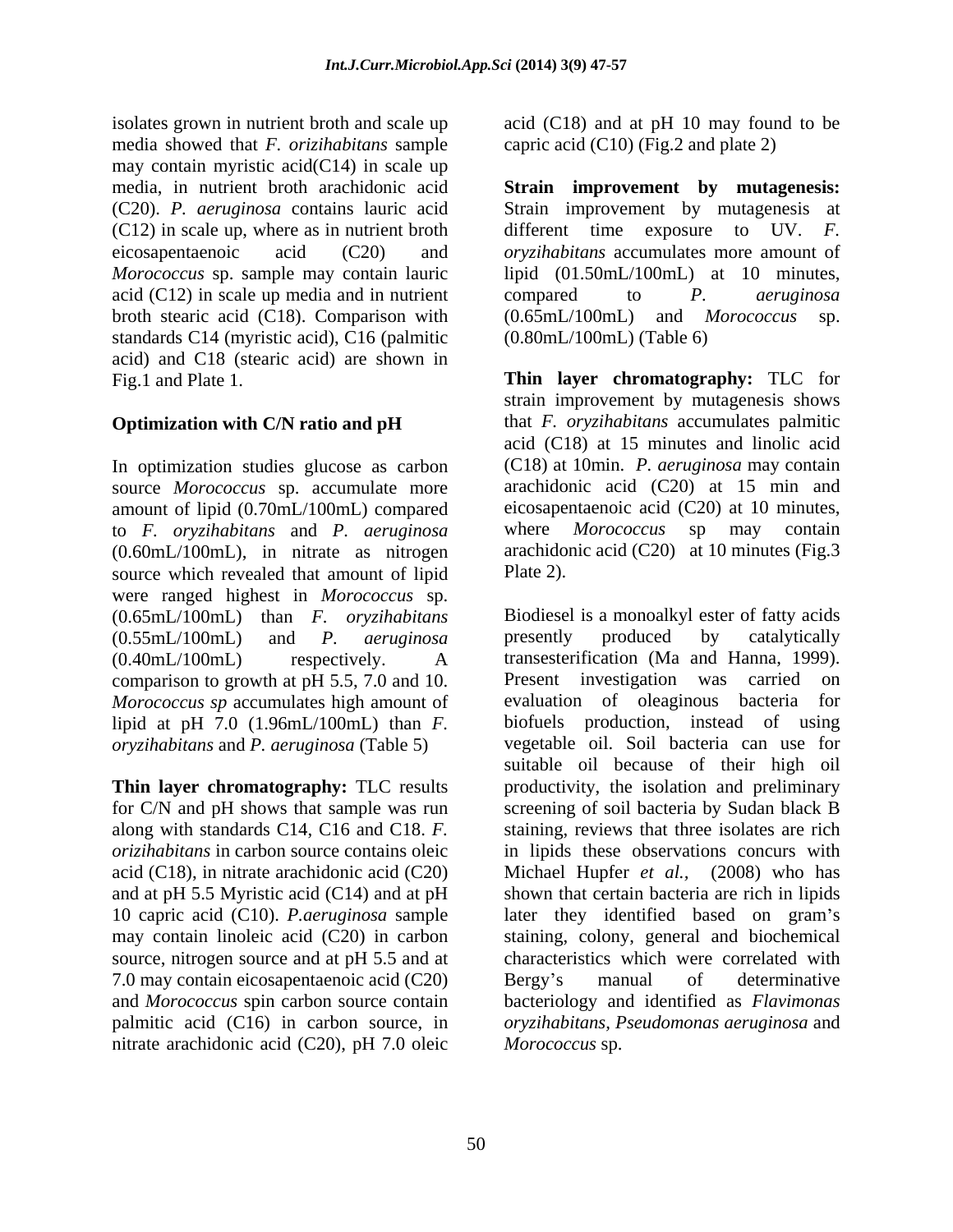isolates grown in nutrient broth and scale up media showed that *F. orizihabitans* sample may contain myristic acid(C14) in scale up media, in nutrient broth arachidonic acid (C20). *P. aeruginosa* contains lauric acid (C12) in scale up, where as in nutrient broth eicosapentaenoic acid (C20) and *Morococcus* sp. sample may contain lauric acid (C12) in scale up media and in nutrient broth stearic acid (C18). Comparison with standards C14 (myristic acid), C16 (palmitic acid) and C18 (stearic acid) are shown in Fig.1 and Plate 1.

**Optimization with C/N ratio and pH**

In optimization studies glucose as carbon source *Morococcus* sp. accumulate more amount of lipid (0.70mL/100mL) compared to *F. oryzihabitans* and *P. aeruginosa* (0.60mL/100mL), in nitrate as nitrogen source which revealed that amount of lipid were ranged highest in *Morococcus* sp. (0.65mL/100mL) than *F. oryzihabitans* (0.55mL/100mL) and *P. aeruginosa* (0.40mL/100mL) respectively. A comparison to growth at pH 5.5, 7.0 and 10. *Morococcus sp* accumulates high amount of lipid at pH 7.0 (1.96mL/100mL) than *F. oryzihabitans* and *P. aeruginosa* (Table 5)

**Thin layer chromatography:** TLC results for C/N and pH shows that sample was run along with standards C14, C16 and C18. *F. orizihabitans* in carbon source contains oleic acid (C18), in nitrate arachidonic acid (C20) and at pH 5.5 Myristic acid (C14) and at pH 10 capric acid (C10). *P.aeruginosa* sample may contain linoleic acid (C20) in carbon source, nitrogen source and at pH 5.5 and at 7.0 may contain eicosapentaenoic acid (C20) and *Morococcus* spin carbon source contain palmitic acid (C16) in carbon source, in nitrate arachidonic acid (C20), pH 7.0 oleic acid (C18) and at pH 10 may found to be capric acid (C10) (Fig.2 and plate 2)

**Strain improvement by mutagenesis:** Strain improvement by mutagenesis at different time exposure to UV. *F. oryzihabitans* accumulates more amount of lipid (01.50mL/100mL) at 10 minutes, compared to *P. aeruginosa* (0.65mL/100mL) and *Morococcus* sp. (0.80mL/100mL) (Table 6)

**Thin layer chromatography:** TLC for strain improvement by mutagenesis shows that *F. oryzihabitans* accumulates palmitic acid (C18) at 15 minutes and linolic acid (C18) at 10min. *P. aeruginosa* may contain arachidonic acid (C20) at 15 min and eicosapentaenoic acid (C20) at 10 minutes, where *Morococcus* sp may contain arachidonic acid (C20) at 10 minutes (Fig.3 Plate 2).

Biodiesel is a monoalkyl ester of fatty acids presently produced by catalytically transesterification (Ma and Hanna, 1999). Present investigation was carried on evaluation of oleaginous bacteria for biofuels production, instead of using vegetable oil. Soil bacteria can use for suitable oil because of their high oil productivity, the isolation and preliminary screening of soil bacteria by Sudan black B staining, reviews that three isolates are rich in lipids these observations concurs with Michael Hupfer *et al.,* (2008) who has shown that certain bacteria are rich in lipids later they identified based on gram's staining, colony, general and biochemical characteristics which were correlated with Bergy's manual of determinative bacteriology and identified as *Flavimonas oryzihabitans*, *Pseudomonas aeruginosa* and *Morococcus* sp.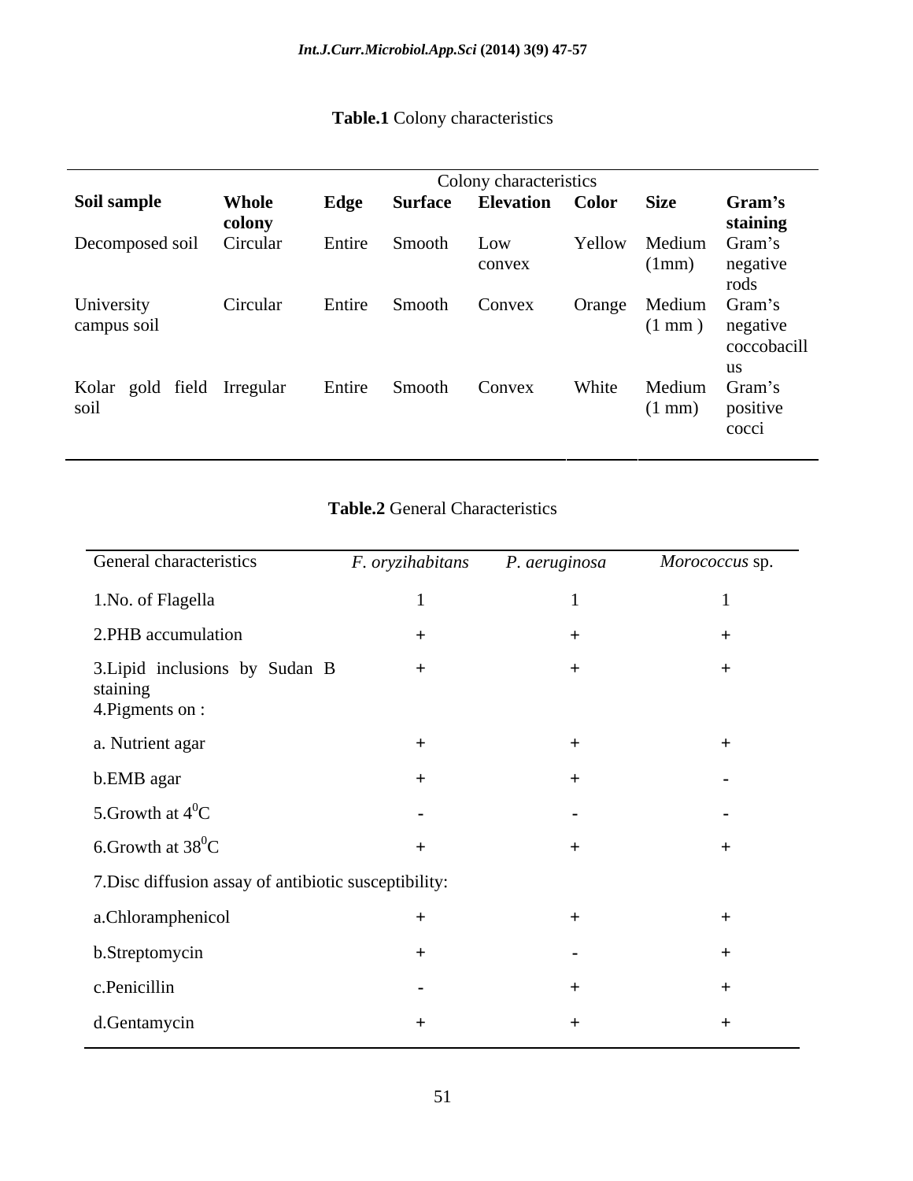**Table.1** Colony characteristics

| Soil sample | Colony characteristics | | | | | | |
|---|---|---|---|---|---|---|---|
| | **Whole colony** | **Edge** | **Surface** | **Elevation** | **Color** | **Size** | **Gram's staining** |
| Decomposed soil | Circular | Entire | Smooth | Low convex | Yellow | Medium (1mm) | Gram's negative rods |
| University campus soil | Circular | Entire | Smooth | Convex | Orange | Medium (1 mm ) | Gram's negative coccobacillus |
| Kolar gold field soil | Irregular | Entire | Smooth | Convex | White | Medium (1 mm) | Gram's positive cocci |

**Table.2** General Characteristics

| General characteristics | *F. oryzihabitans* | *P. aeruginosa* | *Morococcus* sp. |
|---|---|---|---|
| 1.No. of Flagella | 1 | 1 | 1 |
| 2.PHB accumulation | + | + | + |
| 3.Lipid inclusions by Sudan B staining | + | + | + |
| 4.Pigments on : | | | |
| a. Nutrient agar | + | + | + |
| b.EMB agar | + | + | - |
| 5.Growth at $4^0$C | - | - | - |
| 6.Growth at $38^0$C | + | + | + |
| 7.Disc diffusion assay of antibiotic susceptibility: | | | |
| a.Chloramphenicol | + | + | + |
| b.Streptomycin | + | - | + |
| c.Penicillin | - | + | + |
| d.Gentamycin | + | + | + |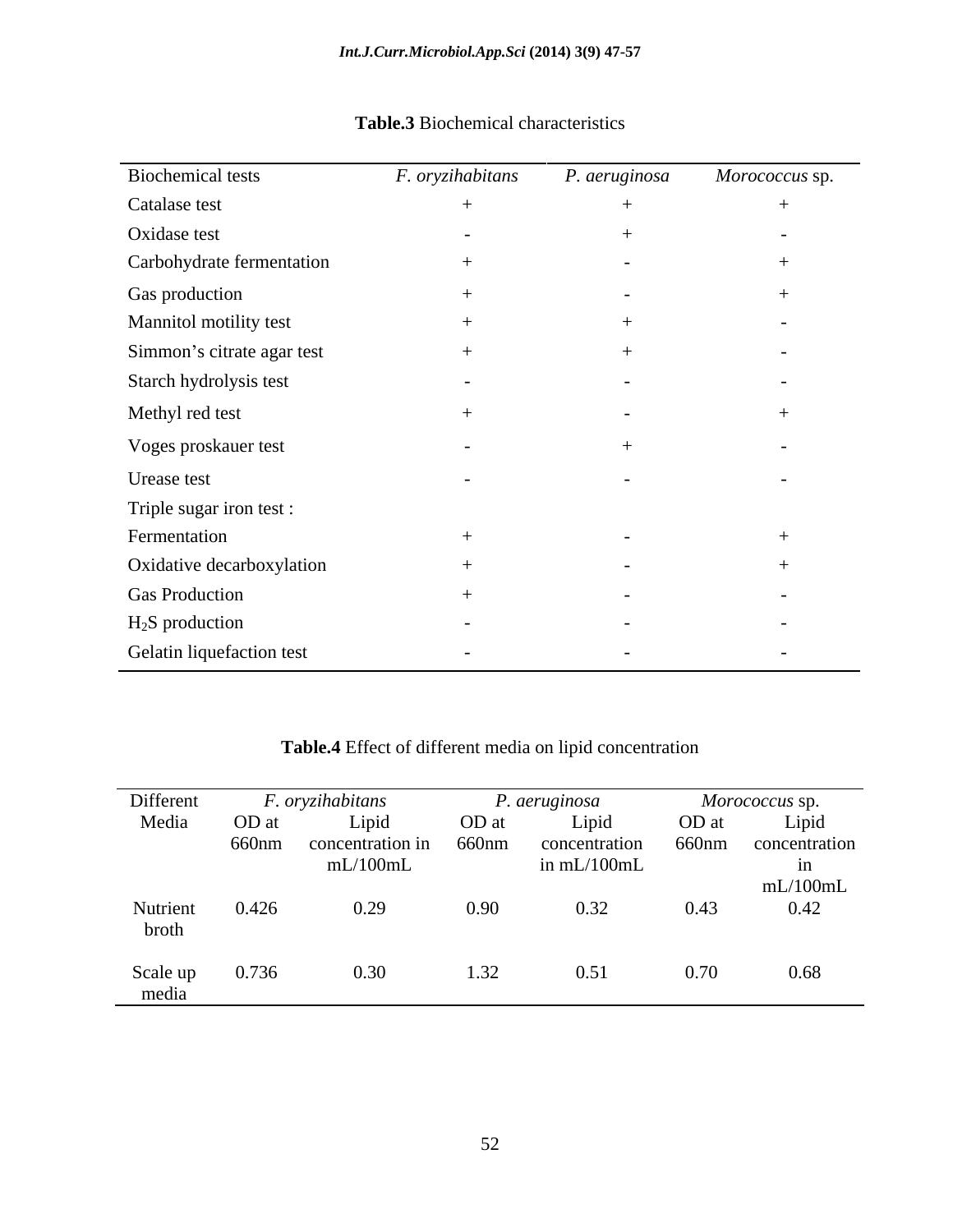**Table.3** Biochemical characteristics

| Biochemical tests | *F. oryzihabitans* | *P. aeruginosa* | *Morococcus* sp. |
|---|---|---|---|
| Catalase test | + | + | + |
| Oxidase test | - | + | - |
| Carbohydrate fermentation | + | - | + |
| Gas production | + | - | + |
| Mannitol motility test | + | + | - |
| Simmon's citrate agar test | + | + | - |
| Starch hydrolysis test | - | - | - |
| Methyl red test | + | - | + |
| Voges proskauer test | - | + | - |
| Urease test | - | - | - |
| Triple sugar iron test : | | | |
| Fermentation | + | - | + |
| Oxidative decarboxylation | + | - | + |
| Gas Production | + | - | - |
| $H_2S$ production | - | - | - |
| Gelatin liquefaction test | - | - | - |

**Table.4** Effect of different media on lipid concentration

| Different Media | *F. oryzihabitans* | | *P. aeruginosa* | | *Morococcus* sp. | |
|---|---|---|---|---|---|---|
| | OD at 660nm | Lipid concentration in mL/100mL | OD at 660nm | Lipid concentration in mL/100mL | OD at 660nm | Lipid concentration in mL/100mL |
| Nutrient broth | 0.426 | 0.29 | 0.90 | 0.32 | 0.43 | 0.42 |
| Scale up media | 0.736 | 0.30 | 1.32 | 0.51 | 0.70 | 0.68 |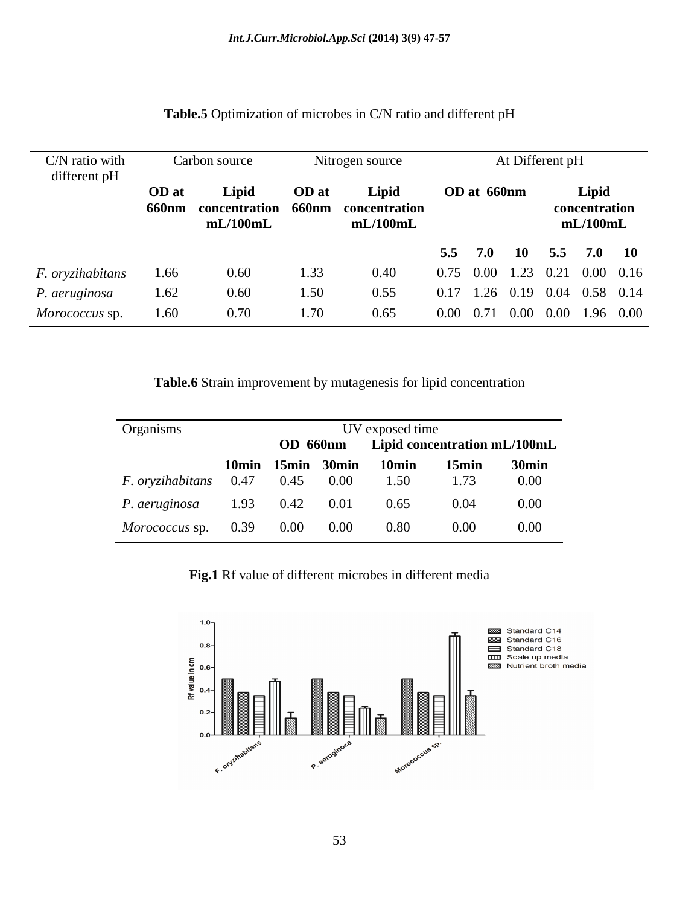**Table.5** Optimization of microbes in C/N ratio and different pH

| C/N ratio with different pH | Carbon source | | Nitrogen source | | At Different pH | | | | | |
|---|---|---|---|---|---|---|---|---|---|---|
| | **OD at 660nm** | **Lipid concentration mL/100mL** | **OD at 660nm** | **Lipid concentration mL/100mL** | **OD at 660nm** | | | **Lipid concentration mL/100mL** | | |
| | | | | | **5.5** | **7.0** | **10** | **5.5** | **7.0** | **10** |
| *F. oryzihabitans* | 1.66 | 0.60 | 1.33 | 0.40 | 0.75 | 0.00 | 1.23 | 0.21 | 0.00 | 0.16 |
| *P. aeruginosa* | 1.62 | 0.60 | 1.50 | 0.55 | 0.17 | 1.26 | 0.19 | 0.04 | 0.58 | 0.14 |
| *Morococcus* sp. | 1.60 | 0.70 | 1.70 | 0.65 | 0.00 | 0.71 | 0.00 | 0.00 | 1.96 | 0.00 |

**Table.6** Strain improvement by mutagenesis for lipid concentration

| Organisms | UV exposed time | | | | | |
|---|---|---|---|---|---|---|
| | **OD 660nm** | | | **Lipid concentration mL/100mL** | | |
| | **10min** | **15min** | **30min** | **10min** | **15min** | **30min** |
| *F. oryzihabitans* | 0.47 | 0.45 | 0.00 | 1.50 | 1.73 | 0.00 |
| *P. aeruginosa* | 1.93 | 0.42 | 0.01 | 0.65 | 0.04 | 0.00 |
| *Morococcus* sp. | 0.39 | 0.00 | 0.00 | 0.80 | 0.00 | 0.00 |

**Fig.1** Rf value of different microbes in different media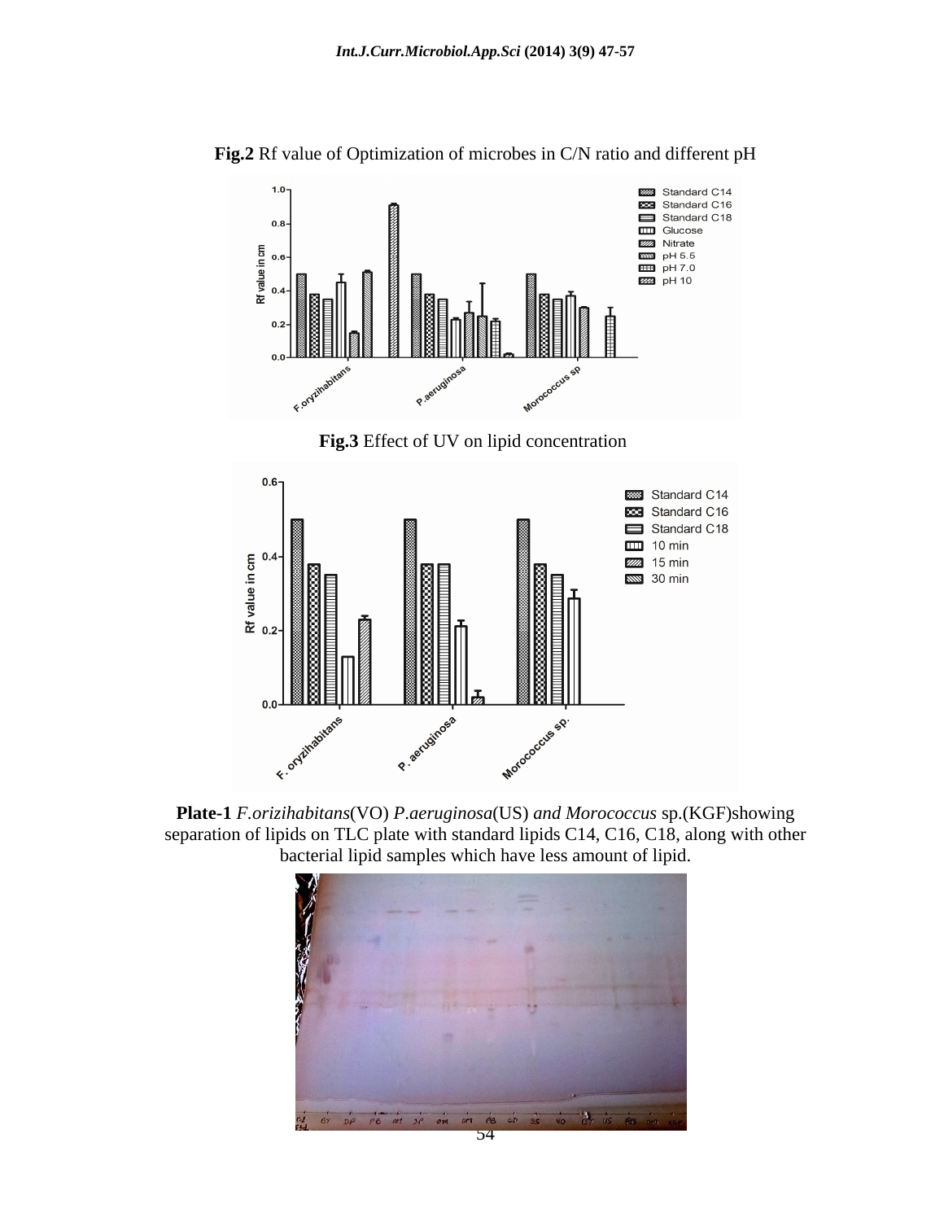**Fig.2** Rf value of Optimization of microbes in C/N ratio and different pH

**Fig.3** Effect of UV on lipid concentration

**Plate-1** *F.orizihabitans*(VO) *P.aeruginosa*(US) *and Morococcus* sp.(KGF)showing separation of lipids on TLC plate with standard lipids C14, C16, C18, along with other bacterial lipid samples which have less amount of lipid.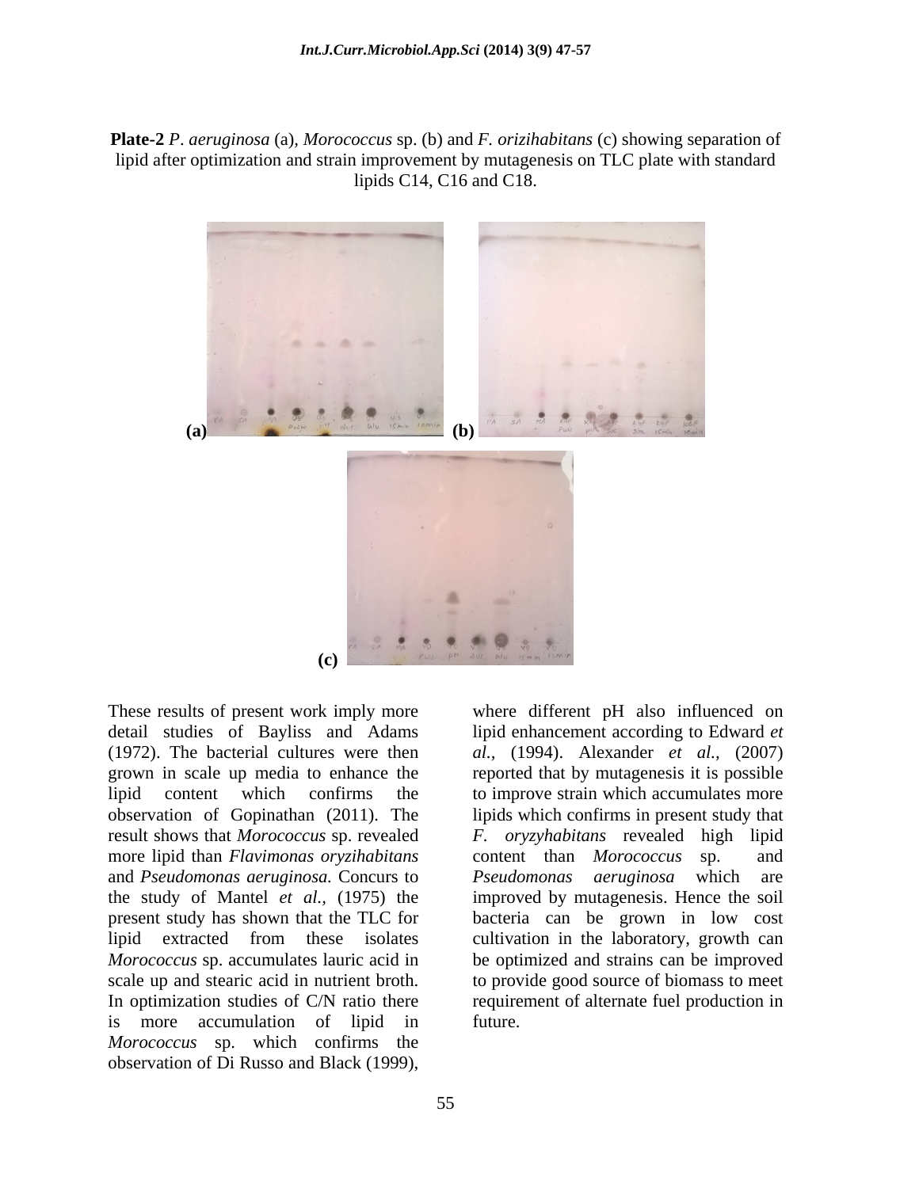**Plate-2** *P. aeruginosa* (a), *Morococcus* sp. (b) and *F. orizihabitans* (c) showing separation of lipid after optimization and strain improvement by mutagenesis on TLC plate with standard lipids C14, C16 and C18.

These results of present work imply more detail studies of Bayliss and Adams (1972). The bacterial cultures were then grown in scale up media to enhance the lipid content which confirms the observation of Gopinathan (2011). The result shows that *Morococcus* sp. revealed more lipid than *Flavimonas oryzihabitans* and *Pseudomonas aeruginosa.* Concurs to the study of Mantel *et al.,* (1975) the present study has shown that the TLC for lipid extracted from these isolates *Morococcus* sp. accumulates lauric acid in scale up and stearic acid in nutrient broth. In optimization studies of C/N ratio there is more accumulation of lipid in *Morococcus* sp. which confirms the observation of Di Russo and Black (1999), where different pH also influenced on lipid enhancement according to Edward *et al.,* (1994). Alexander *et al.,* (2007) reported that by mutagenesis it is possible to improve strain which accumulates more lipids which confirms in present study that *F. oryzyhabitans* revealed high lipid content than *Morococcus* sp. and *Pseudomonas aeruginosa* which are improved by mutagenesis. Hence the soil bacteria can be grown in low cost cultivation in the laboratory, growth can be optimized and strains can be improved to provide good source of biomass to meet requirement of alternate fuel production in future.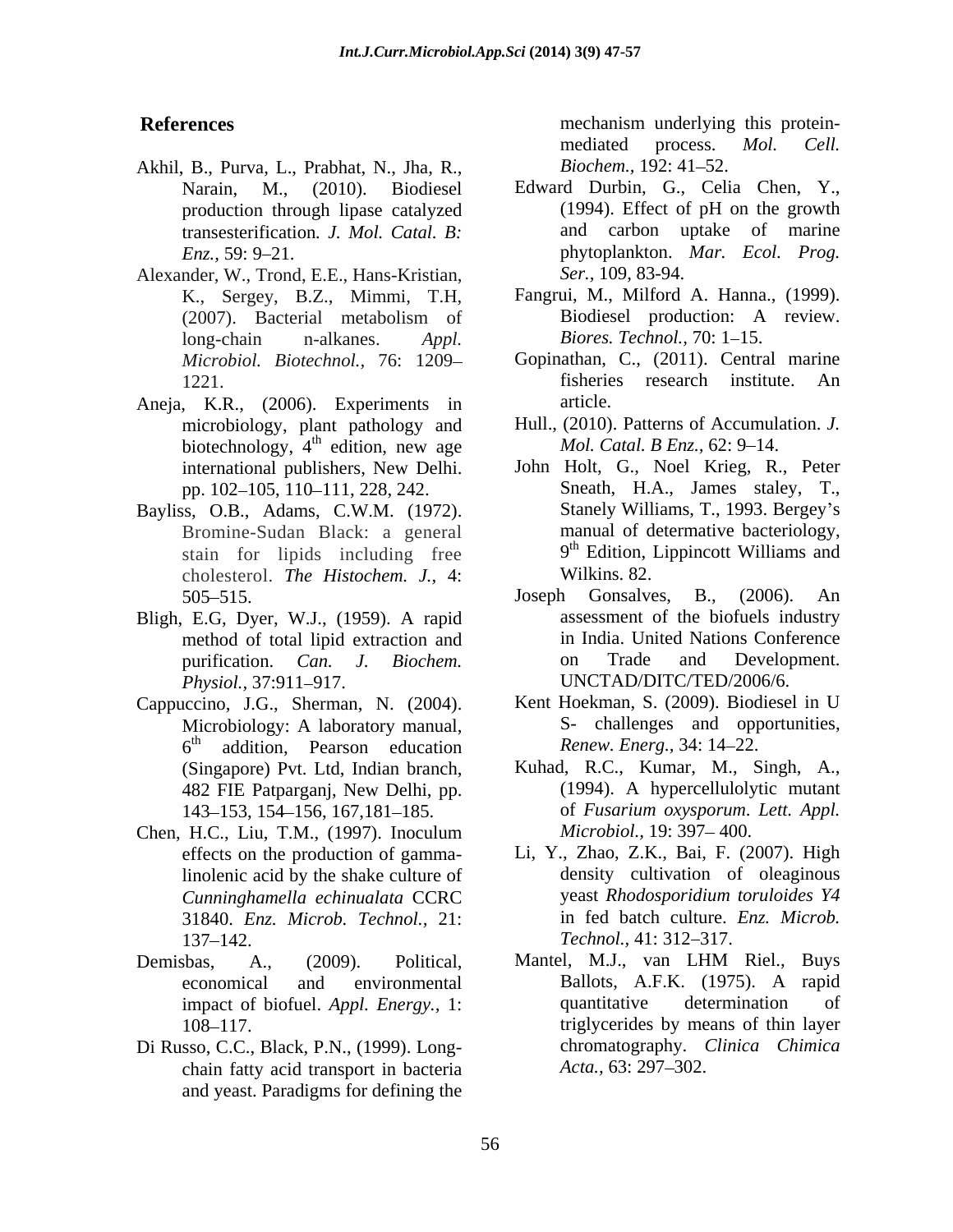## References

Akhil, B., Purva, L., Prabhat, N., Jha, R., Narain, M., (2010). Biodiesel production through lipase catalyzed transesterification. *J. Mol. Catal. B: Enz.,* 59: 9–21.

Alexander, W., Trond, E.E., Hans-Kristian, K., Sergey, B.Z., Mimmi, T.H, (2007). Bacterial metabolism of long-chain n-alkanes. *Appl. Microbiol. Biotechnol.,* 76: 1209–1221.

Aneja, K.R., (2006). Experiments in microbiology, plant pathology and biotechnology, 4th edition, new age international publishers, New Delhi. pp. 102–105, 110–111, 228, 242.

Bayliss, O.B., Adams, C.W.M. (1972). Bromine-Sudan Black: a general stain for lipids including free cholesterol. *The Histochem. J.,* 4: 505–515.

Bligh, E.G, Dyer, W.J., (1959). A rapid method of total lipid extraction and purification. *Can. J. Biochem. Physiol.,* 37:911–917.

Cappuccino, J.G., Sherman, N. (2004). Microbiology: A laboratory manual, 6th addition, Pearson education (Singapore) Pvt. Ltd, Indian branch, 482 FIE Patparganj, New Delhi, pp. 143–153, 154–156, 167,181–185.

Chen, H.C., Liu, T.M., (1997). Inoculum effects on the production of gamma-linolenic acid by the shake culture of *Cunninghamella echinualata* CCRC 31840. *Enz. Microb. Technol.,* 21: 137–142.

Demisbas, A., (2009). Political, economical and environmental impact of biofuel. *Appl. Energy.,* 1: 108–117.

Di Russo, C.C., Black, P.N., (1999). Long-chain fatty acid transport in bacteria and yeast. Paradigms for defining the mechanism underlying this protein-mediated process. *Mol. Cell. Biochem.,* 192: 41–52.

Edward Durbin, G., Celia Chen, Y., (1994). Effect of pH on the growth and carbon uptake of marine phytoplankton. *Mar. Ecol. Prog. Ser.,* 109, 83-94.

Fangrui, M., Milford A. Hanna., (1999). Biodiesel production: A review. *Biores. Technol.,* 70: 1–15.

Gopinathan, C., (2011). Central marine fisheries research institute. An article.

Hull., (2010). Patterns of Accumulation. *J. Mol. Catal. B Enz.,* 62: 9–14.

John Holt, G., Noel Krieg, R., Peter Sneath, H.A., James staley, T., Stanely Williams, T., 1993. Bergey's manual of determative bacteriology, 9th Edition, Lippincott Williams and Wilkins. 82.

Joseph Gonsalves, B., (2006). An assessment of the biofuels industry in India. United Nations Conference on Trade and Development. UNCTAD/DITC/TED/2006/6.

Kent Hoekman, S. (2009). Biodiesel in U S- challenges and opportunities, *Renew. Energ.,* 34: 14–22.

Kuhad, R.C., Kumar, M., Singh, A., (1994). A hypercellulolytic mutant of *Fusarium oxysporum. Lett. Appl. Microbiol.,* 19: 397– 400.

Li, Y., Zhao, Z.K., Bai, F. (2007). High density cultivation of oleaginous yeast *Rhodosporidium toruloides Y4* in fed batch culture. *Enz. Microb. Technol.,* 41: 312–317.

Mantel, M.J., van LHM Riel., Buys Ballots, A.F.K. (1975). A rapid quantitative determination of triglycerides by means of thin layer chromatography. *Clinica Chimica Acta.,* 63: 297–302.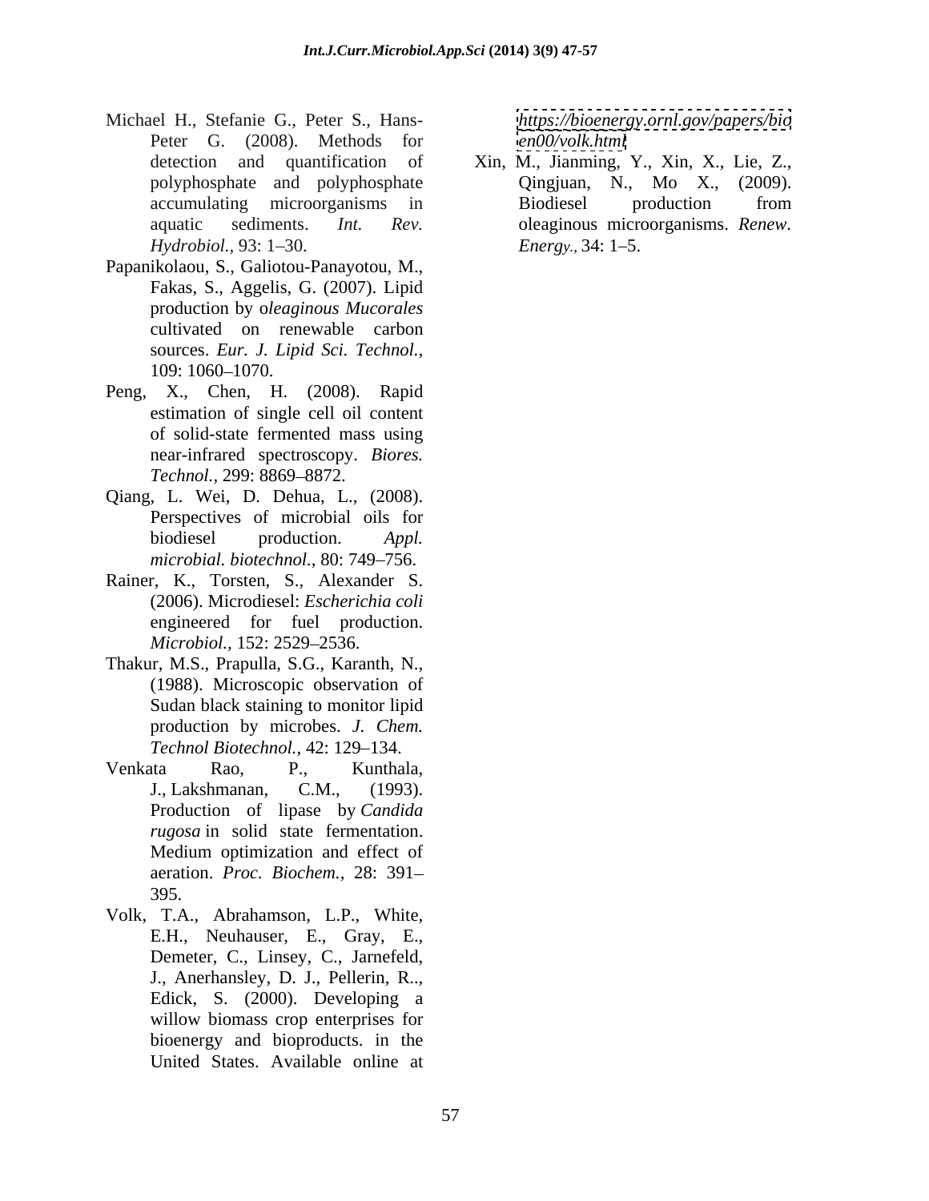Michael H., Stefanie G., Peter S., Hans-Peter G. (2008). Methods for detection and quantification of polyphosphate and polyphosphate accumulating microorganisms in aquatic sediments. *Int. Rev. Hydrobiol.*, 93: 1–30.

Papanikolaou, S., Galiotou-Panayotou, M., Fakas, S., Aggelis, G. (2007). Lipid production by o*leaginous Mucorales* cultivated on renewable carbon sources. *Eur. J. Lipid Sci. Technol.*, 109: 1060–1070.

Peng, X., Chen, H. (2008). Rapid estimation of single cell oil content of solid-state fermented mass using near-infrared spectroscopy. *Biores. Technol.*, 299: 8869–8872.

Qiang, L. Wei, D. Dehua, L., (2008). Perspectives of microbial oils for biodiesel production. *Appl. microbial. biotechnol.*, 80: 749–756.

Rainer, K., Torsten, S., Alexander S. (2006). Microdiesel: *Escherichia coli* engineered for fuel production. *Microbiol.*, 152: 2529–2536.

Thakur, M.S., Prapulla, S.G., Karanth, N., (1988). Microscopic observation of Sudan black staining to monitor lipid production by microbes. *J. Chem. Technol Biotechnol.*, 42: 129–134.

Venkata Rao, P., Kunthala, J., Lakshmanan, C.M., (1993). Production of lipase by *Candida rugosa* in solid state fermentation. Medium optimization and effect of aeration. *Proc. Biochem.*, 28: 391–395.

Volk, T.A., Abrahamson, L.P., White, E.H., Neuhauser, E., Gray, E., Demeter, C., Linsey, C., Jarnefeld, J., Anerhansley, D. J., Pellerin, R.., Edick, S. (2000). Developing a willow biomass crop enterprises for bioenergy and bioproducts. in the United States. Available online at *https://bioenergy.ornl.gov/papers/bioen00/volk.html*

Xin, M., Jianming, Y., Xin, X., Lie, Z., Qingjuan, N., Mo X., (2009). Biodiesel production from oleaginous microorganisms. *Renew. Energy.*, 34: 1–5.